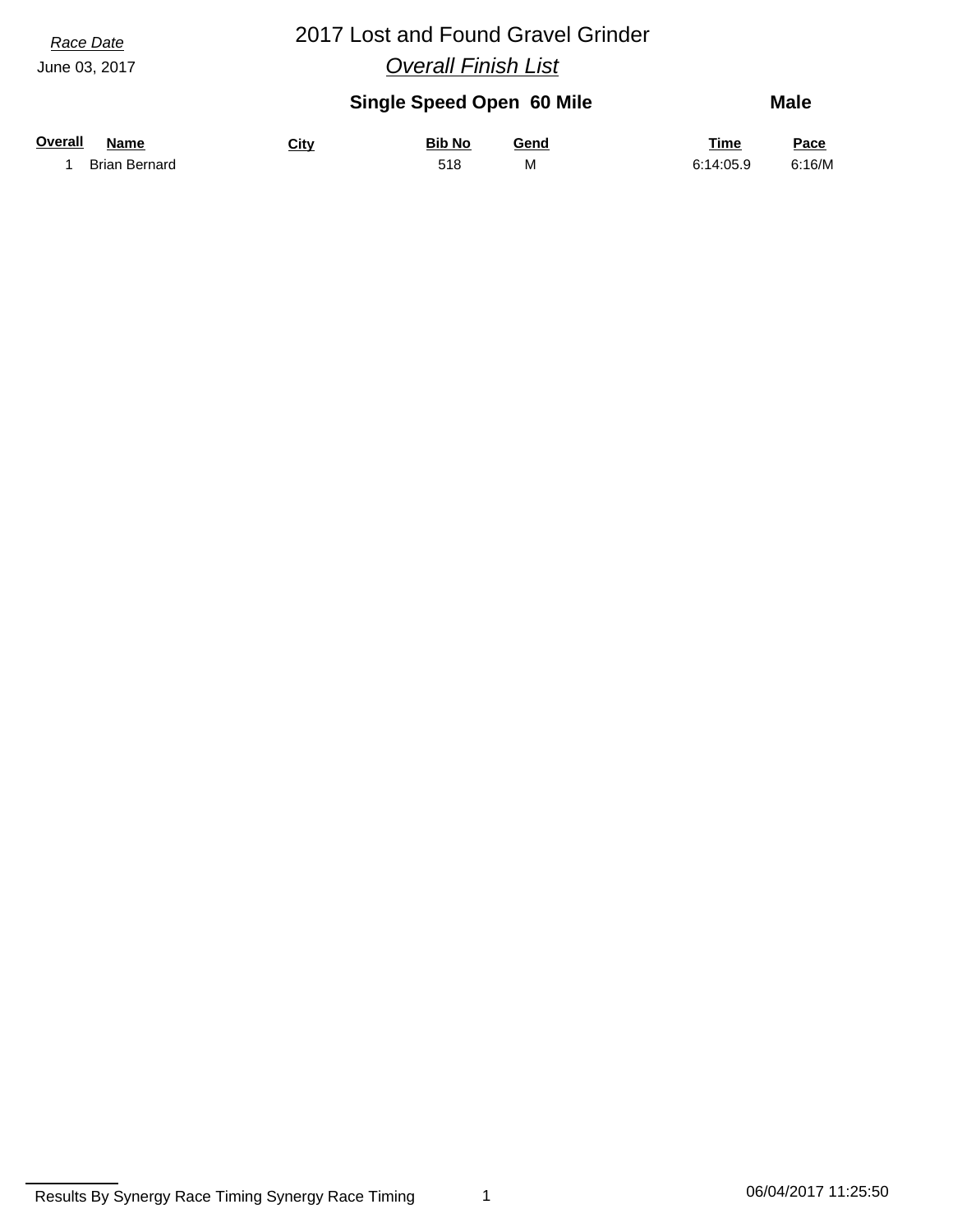*Race Date*

June 03, 2017

# 2017 Lost and Found Gravel Grinder

## *Overall Finish List*

### Single Speed Open 60 Mile

**Male**

| Overall | Name | City | Bib No | Gend | Time | Pace |
|---|---|---|---|---|---|---|
| 1 | Brian Bernard | | 518 | M | 6:14:05.9 | 6:16/M |

Results By Synergy Race Timing Synergy Race Timing

06/04/2017 11:25:50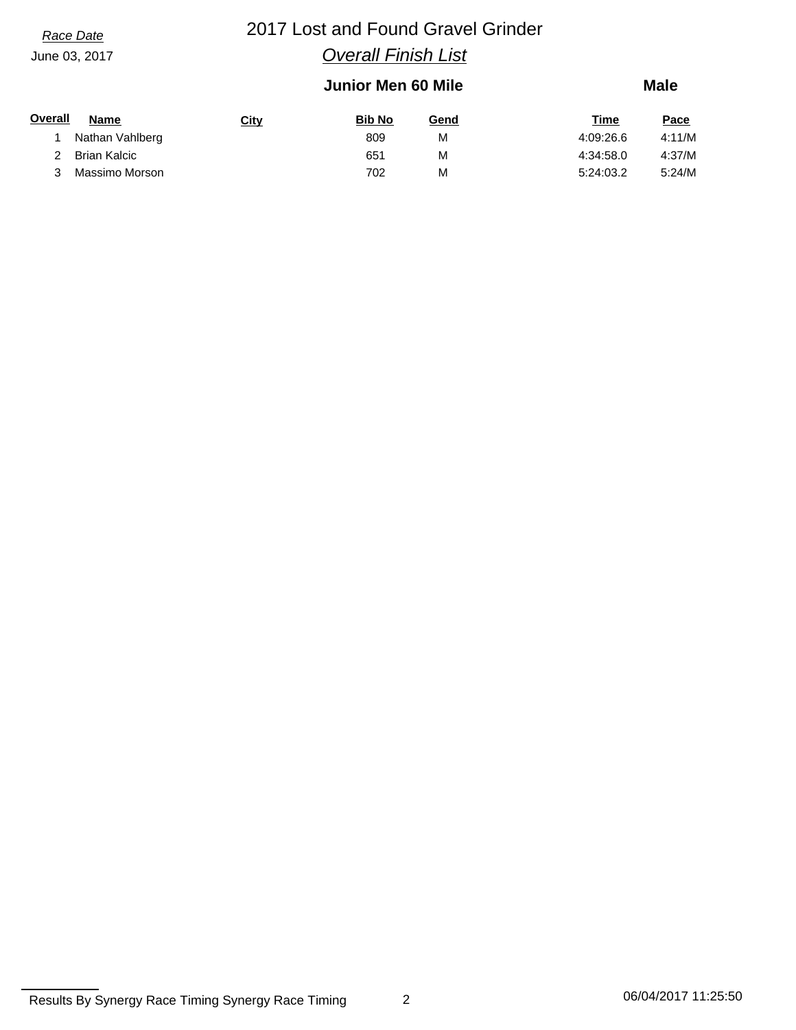*Race Date*

June 03, 2017

# 2017 Lost and Found Gravel Grinder

## *Overall Finish List*

### Junior Men 60 Mile

**Male**

| Overall | Name | City | Bib No | Gend | Time | Pace |
|---|---|---|---|---|---|---|
| 1 | Nathan Vahlberg | | 809 | M | 4:09:26.6 | 4:11/M |
| 2 | Brian Kalcic | | 651 | M | 4:34:58.0 | 4:37/M |
| 3 | Massimo Morson | | 702 | M | 5:24:03.2 | 5:24/M |

Results By Synergy Race Timing Synergy Race Timing

06/04/2017 11:25:50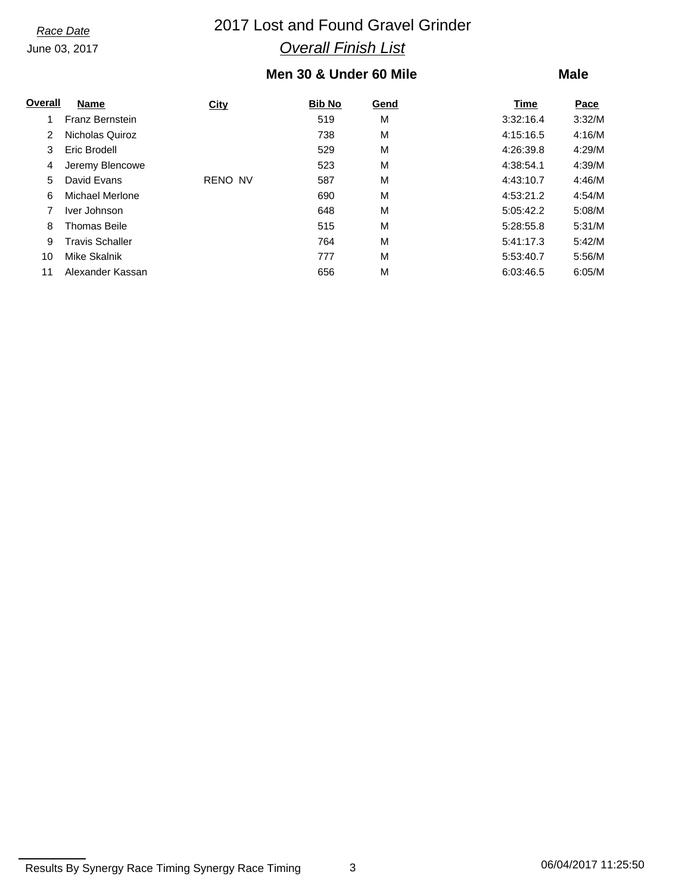*Race Date*

June 03, 2017

# 2017 Lost and Found Gravel Grinder

## *Overall Finish List*

### Men 30 & Under 60 Mile

**Male**

| Overall | Name | City | Bib No | Gend | Time | Pace |
|---|---|---|---|---|---|---|
| 1 | Franz Bernstein | | 519 | M | 3:32:16.4 | 3:32/M |
| 2 | Nicholas Quiroz | | 738 | M | 4:15:16.5 | 4:16/M |
| 3 | Eric Brodell | | 529 | M | 4:26:39.8 | 4:29/M |
| 4 | Jeremy Blencowe | | 523 | M | 4:38:54.1 | 4:39/M |
| 5 | David Evans | RENO NV | 587 | M | 4:43:10.7 | 4:46/M |
| 6 | Michael Merlone | | 690 | M | 4:53:21.2 | 4:54/M |
| 7 | Iver Johnson | | 648 | M | 5:05:42.2 | 5:08/M |
| 8 | Thomas Beile | | 515 | M | 5:28:55.8 | 5:31/M |
| 9 | Travis Schaller | | 764 | M | 5:41:17.3 | 5:42/M |
| 10 | Mike Skalnik | | 777 | M | 5:53:40.7 | 5:56/M |
| 11 | Alexander Kassan | | 656 | M | 6:03:46.5 | 6:05/M |

Results By Synergy Race Timing Synergy Race Timing

06/04/2017 11:25:50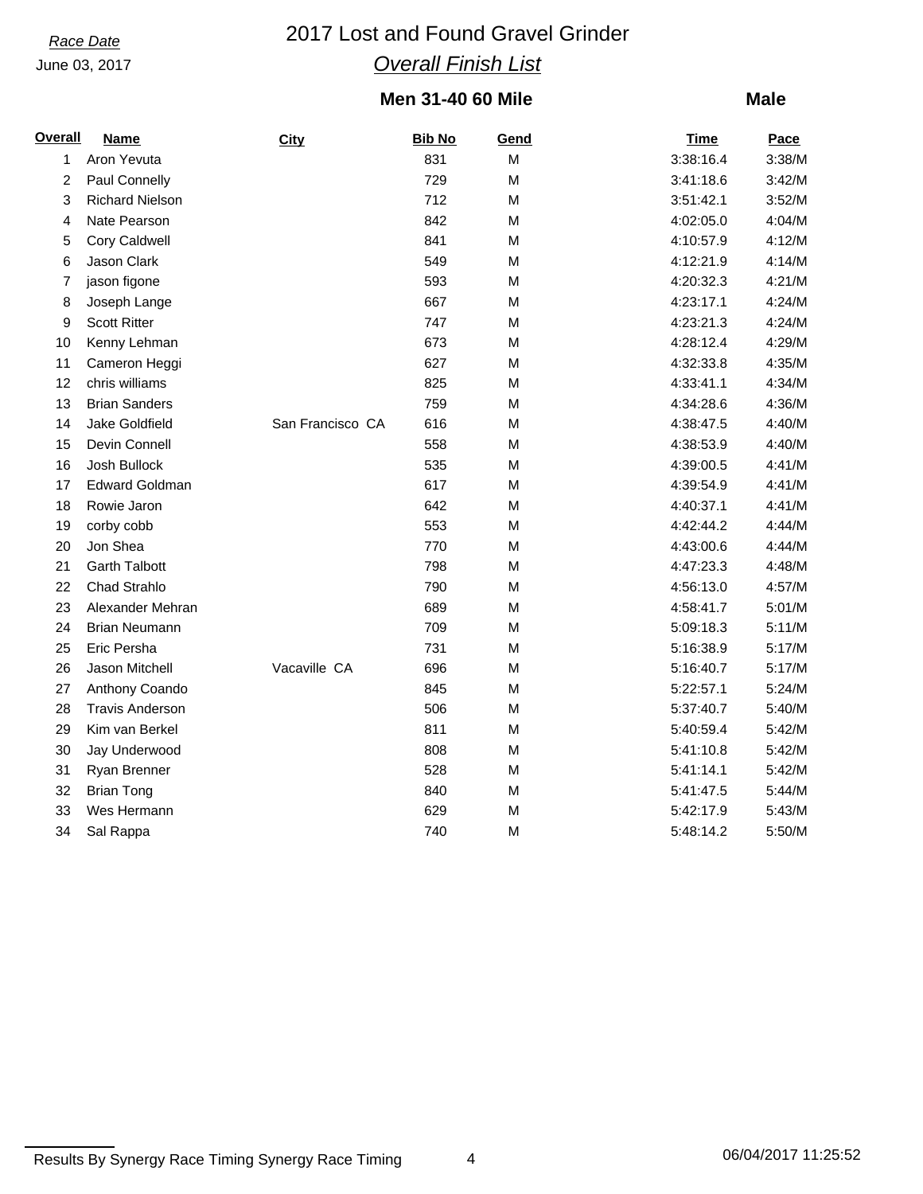*Race Date*

June 03, 2017

# 2017 Lost and Found Gravel Grinder

## *Overall Finish List*

### Men 31-40 60 Mile

**Male**

| Overall | Name | City | Bib No | Gend | Time | Pace |
|---|---|---|---|---|---|---|
| 1 | Aron Yevuta | | 831 | M | 3:38:16.4 | 3:38/M |
| 2 | Paul Connelly | | 729 | M | 3:41:18.6 | 3:42/M |
| 3 | Richard Nielson | | 712 | M | 3:51:42.1 | 3:52/M |
| 4 | Nate Pearson | | 842 | M | 4:02:05.0 | 4:04/M |
| 5 | Cory Caldwell | | 841 | M | 4:10:57.9 | 4:12/M |
| 6 | Jason Clark | | 549 | M | 4:12:21.9 | 4:14/M |
| 7 | jason figone | | 593 | M | 4:20:32.3 | 4:21/M |
| 8 | Joseph Lange | | 667 | M | 4:23:17.1 | 4:24/M |
| 9 | Scott Ritter | | 747 | M | 4:23:21.3 | 4:24/M |
| 10 | Kenny Lehman | | 673 | M | 4:28:12.4 | 4:29/M |
| 11 | Cameron Heggi | | 627 | M | 4:32:33.8 | 4:35/M |
| 12 | chris williams | | 825 | M | 4:33:41.1 | 4:34/M |
| 13 | Brian Sanders | | 759 | M | 4:34:28.6 | 4:36/M |
| 14 | Jake Goldfield | San Francisco CA | 616 | M | 4:38:47.5 | 4:40/M |
| 15 | Devin Connell | | 558 | M | 4:38:53.9 | 4:40/M |
| 16 | Josh Bullock | | 535 | M | 4:39:00.5 | 4:41/M |
| 17 | Edward Goldman | | 617 | M | 4:39:54.9 | 4:41/M |
| 18 | Rowie Jaron | | 642 | M | 4:40:37.1 | 4:41/M |
| 19 | corby cobb | | 553 | M | 4:42:44.2 | 4:44/M |
| 20 | Jon Shea | | 770 | M | 4:43:00.6 | 4:44/M |
| 21 | Garth Talbott | | 798 | M | 4:47:23.3 | 4:48/M |
| 22 | Chad Strahlo | | 790 | M | 4:56:13.0 | 4:57/M |
| 23 | Alexander Mehran | | 689 | M | 4:58:41.7 | 5:01/M |
| 24 | Brian Neumann | | 709 | M | 5:09:18.3 | 5:11/M |
| 25 | Eric Persha | | 731 | M | 5:16:38.9 | 5:17/M |
| 26 | Jason Mitchell | Vacaville CA | 696 | M | 5:16:40.7 | 5:17/M |
| 27 | Anthony Coando | | 845 | M | 5:22:57.1 | 5:24/M |
| 28 | Travis Anderson | | 506 | M | 5:37:40.7 | 5:40/M |
| 29 | Kim van Berkel | | 811 | M | 5:40:59.4 | 5:42/M |
| 30 | Jay Underwood | | 808 | M | 5:41:10.8 | 5:42/M |
| 31 | Ryan Brenner | | 528 | M | 5:41:14.1 | 5:42/M |
| 32 | Brian Tong | | 840 | M | 5:41:47.5 | 5:44/M |
| 33 | Wes Hermann | | 629 | M | 5:42:17.9 | 5:43/M |
| 34 | Sal Rappa | | 740 | M | 5:48:14.2 | 5:50/M |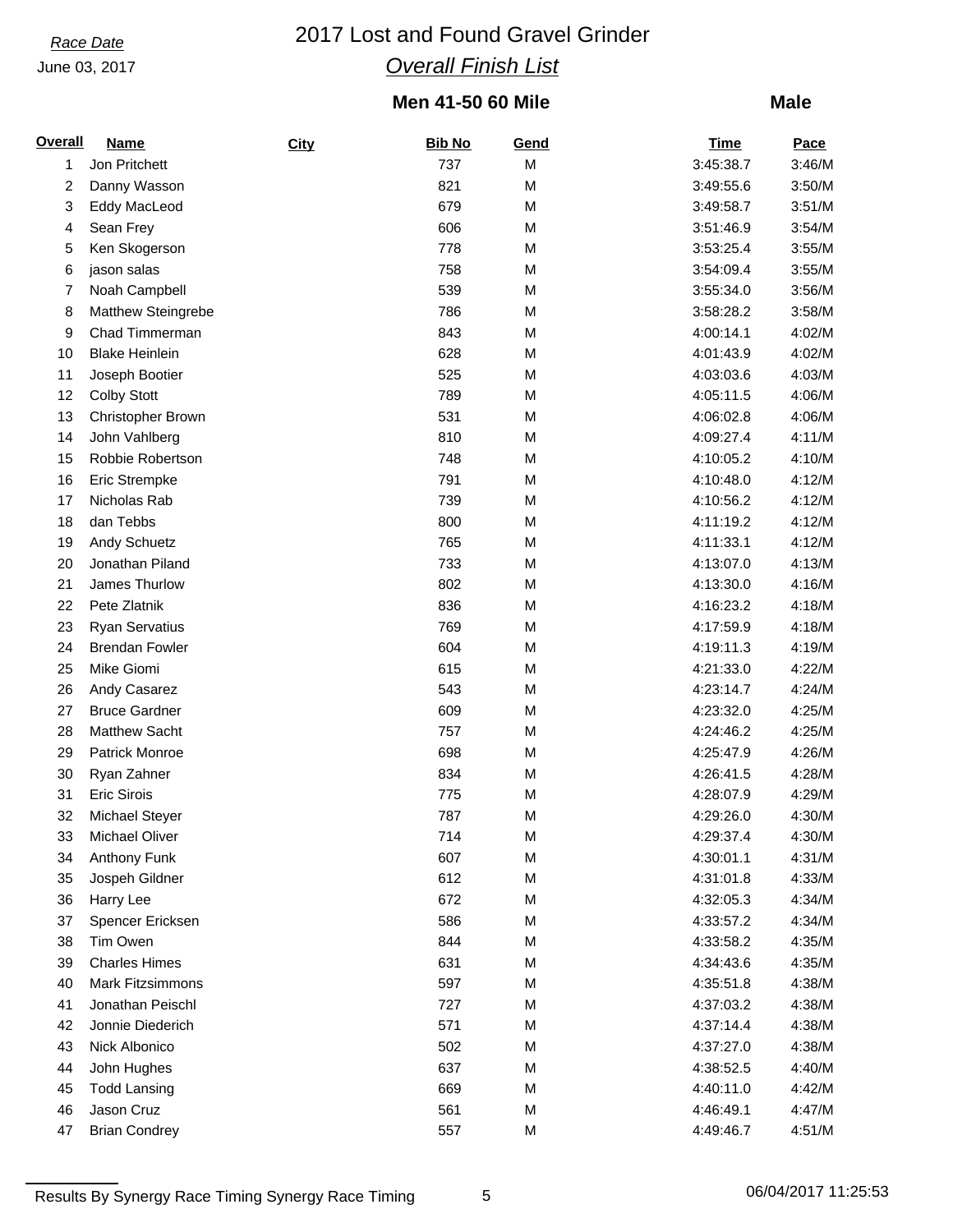*Race Date*

June 03, 2017

# 2017 Lost and Found Gravel Grinder

## *Overall Finish List*

### Men 41-50 60 Mile

**Male**

| Overall | Name | City | Bib No | Gend | Time | Pace |
|---|---|---|---|---|---|---|
| 1 | Jon Pritchett | | 737 | M | 3:45:38.7 | 3:46/M |
| 2 | Danny Wasson | | 821 | M | 3:49:55.6 | 3:50/M |
| 3 | Eddy MacLeod | | 679 | M | 3:49:58.7 | 3:51/M |
| 4 | Sean Frey | | 606 | M | 3:51:46.9 | 3:54/M |
| 5 | Ken Skogerson | | 778 | M | 3:53:25.4 | 3:55/M |
| 6 | jason salas | | 758 | M | 3:54:09.4 | 3:55/M |
| 7 | Noah Campbell | | 539 | M | 3:55:34.0 | 3:56/M |
| 8 | Matthew Steingrebe | | 786 | M | 3:58:28.2 | 3:58/M |
| 9 | Chad Timmerman | | 843 | M | 4:00:14.1 | 4:02/M |
| 10 | Blake Heinlein | | 628 | M | 4:01:43.9 | 4:02/M |
| 11 | Joseph Bootier | | 525 | M | 4:03:03.6 | 4:03/M |
| 12 | Colby Stott | | 789 | M | 4:05:11.5 | 4:06/M |
| 13 | Christopher Brown | | 531 | M | 4:06:02.8 | 4:06/M |
| 14 | John Vahlberg | | 810 | M | 4:09:27.4 | 4:11/M |
| 15 | Robbie Robertson | | 748 | M | 4:10:05.2 | 4:10/M |
| 16 | Eric Strempke | | 791 | M | 4:10:48.0 | 4:12/M |
| 17 | Nicholas Rab | | 739 | M | 4:10:56.2 | 4:12/M |
| 18 | dan Tebbs | | 800 | M | 4:11:19.2 | 4:12/M |
| 19 | Andy Schuetz | | 765 | M | 4:11:33.1 | 4:12/M |
| 20 | Jonathan Piland | | 733 | M | 4:13:07.0 | 4:13/M |
| 21 | James Thurlow | | 802 | M | 4:13:30.0 | 4:16/M |
| 22 | Pete Zlatnik | | 836 | M | 4:16:23.2 | 4:18/M |
| 23 | Ryan Servatius | | 769 | M | 4:17:59.9 | 4:18/M |
| 24 | Brendan Fowler | | 604 | M | 4:19:11.3 | 4:19/M |
| 25 | Mike Giomi | | 615 | M | 4:21:33.0 | 4:22/M |
| 26 | Andy Casarez | | 543 | M | 4:23:14.7 | 4:24/M |
| 27 | Bruce Gardner | | 609 | M | 4:23:32.0 | 4:25/M |
| 28 | Matthew Sacht | | 757 | M | 4:24:46.2 | 4:25/M |
| 29 | Patrick Monroe | | 698 | M | 4:25:47.9 | 4:26/M |
| 30 | Ryan Zahner | | 834 | M | 4:26:41.5 | 4:28/M |
| 31 | Eric Sirois | | 775 | M | 4:28:07.9 | 4:29/M |
| 32 | Michael Steyer | | 787 | M | 4:29:26.0 | 4:30/M |
| 33 | Michael Oliver | | 714 | M | 4:29:37.4 | 4:30/M |
| 34 | Anthony Funk | | 607 | M | 4:30:01.1 | 4:31/M |
| 35 | Jospeh Gildner | | 612 | M | 4:31:01.8 | 4:33/M |
| 36 | Harry Lee | | 672 | M | 4:32:05.3 | 4:34/M |
| 37 | Spencer Ericksen | | 586 | M | 4:33:57.2 | 4:34/M |
| 38 | Tim Owen | | 844 | M | 4:33:58.2 | 4:35/M |
| 39 | Charles Himes | | 631 | M | 4:34:43.6 | 4:35/M |
| 40 | Mark Fitzsimmons | | 597 | M | 4:35:51.8 | 4:38/M |
| 41 | Jonathan Peischl | | 727 | M | 4:37:03.2 | 4:38/M |
| 42 | Jonnie Diederich | | 571 | M | 4:37:14.4 | 4:38/M |
| 43 | Nick Albonico | | 502 | M | 4:37:27.0 | 4:38/M |
| 44 | John Hughes | | 637 | M | 4:38:52.5 | 4:40/M |
| 45 | Todd Lansing | | 669 | M | 4:40:11.0 | 4:42/M |
| 46 | Jason Cruz | | 561 | M | 4:46:49.1 | 4:47/M |
| 47 | Brian Condrey | | 557 | M | 4:49:46.7 | 4:51/M |

Results By Synergy Race Timing Synergy Race Timing

06/04/2017 11:25:53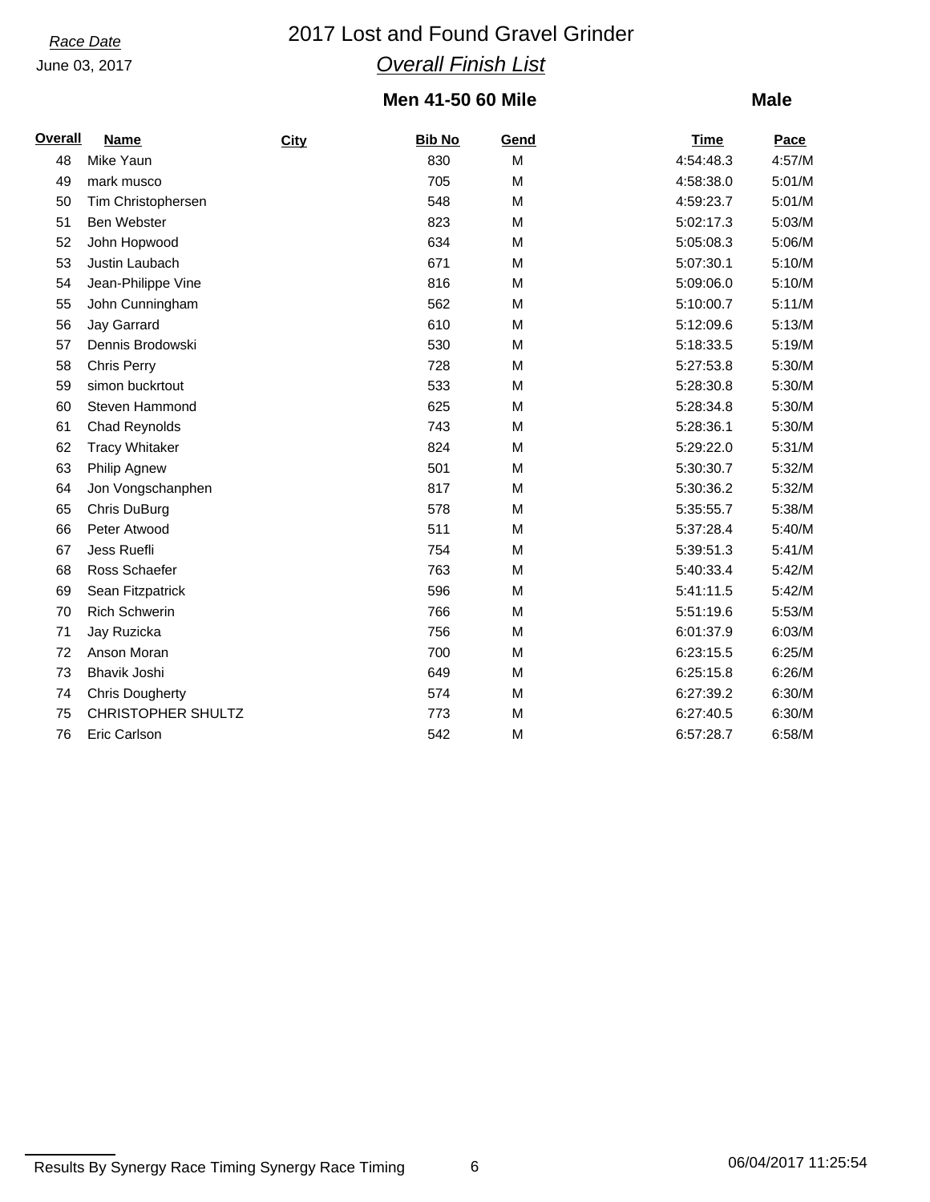*Race Date*

June 03, 2017

# 2017 Lost and Found Gravel Grinder

## *Overall Finish List*

### Men 41-50 60 Mile

**Male**

| Overall | Name | City | Bib No | Gend | Time | Pace |
|---|---|---|---|---|---|---|
| 48 | Mike Yaun | | 830 | M | 4:54:48.3 | 4:57/M |
| 49 | mark musco | | 705 | M | 4:58:38.0 | 5:01/M |
| 50 | Tim Christophersen | | 548 | M | 4:59:23.7 | 5:01/M |
| 51 | Ben Webster | | 823 | M | 5:02:17.3 | 5:03/M |
| 52 | John Hopwood | | 634 | M | 5:05:08.3 | 5:06/M |
| 53 | Justin Laubach | | 671 | M | 5:07:30.1 | 5:10/M |
| 54 | Jean-Philippe Vine | | 816 | M | 5:09:06.0 | 5:10/M |
| 55 | John Cunningham | | 562 | M | 5:10:00.7 | 5:11/M |
| 56 | Jay Garrard | | 610 | M | 5:12:09.6 | 5:13/M |
| 57 | Dennis Brodowski | | 530 | M | 5:18:33.5 | 5:19/M |
| 58 | Chris Perry | | 728 | M | 5:27:53.8 | 5:30/M |
| 59 | simon buckrtout | | 533 | M | 5:28:30.8 | 5:30/M |
| 60 | Steven Hammond | | 625 | M | 5:28:34.8 | 5:30/M |
| 61 | Chad Reynolds | | 743 | M | 5:28:36.1 | 5:30/M |
| 62 | Tracy Whitaker | | 824 | M | 5:29:22.0 | 5:31/M |
| 63 | Philip Agnew | | 501 | M | 5:30:30.7 | 5:32/M |
| 64 | Jon Vongschanphen | | 817 | M | 5:30:36.2 | 5:32/M |
| 65 | Chris DuBurg | | 578 | M | 5:35:55.7 | 5:38/M |
| 66 | Peter Atwood | | 511 | M | 5:37:28.4 | 5:40/M |
| 67 | Jess Ruefli | | 754 | M | 5:39:51.3 | 5:41/M |
| 68 | Ross Schaefer | | 763 | M | 5:40:33.4 | 5:42/M |
| 69 | Sean Fitzpatrick | | 596 | M | 5:41:11.5 | 5:42/M |
| 70 | Rich Schwerin | | 766 | M | 5:51:19.6 | 5:53/M |
| 71 | Jay Ruzicka | | 756 | M | 6:01:37.9 | 6:03/M |
| 72 | Anson Moran | | 700 | M | 6:23:15.5 | 6:25/M |
| 73 | Bhavik Joshi | | 649 | M | 6:25:15.8 | 6:26/M |
| 74 | Chris Dougherty | | 574 | M | 6:27:39.2 | 6:30/M |
| 75 | CHRISTOPHER SHULTZ | | 773 | M | 6:27:40.5 | 6:30/M |
| 76 | Eric Carlson | | 542 | M | 6:57:28.7 | 6:58/M |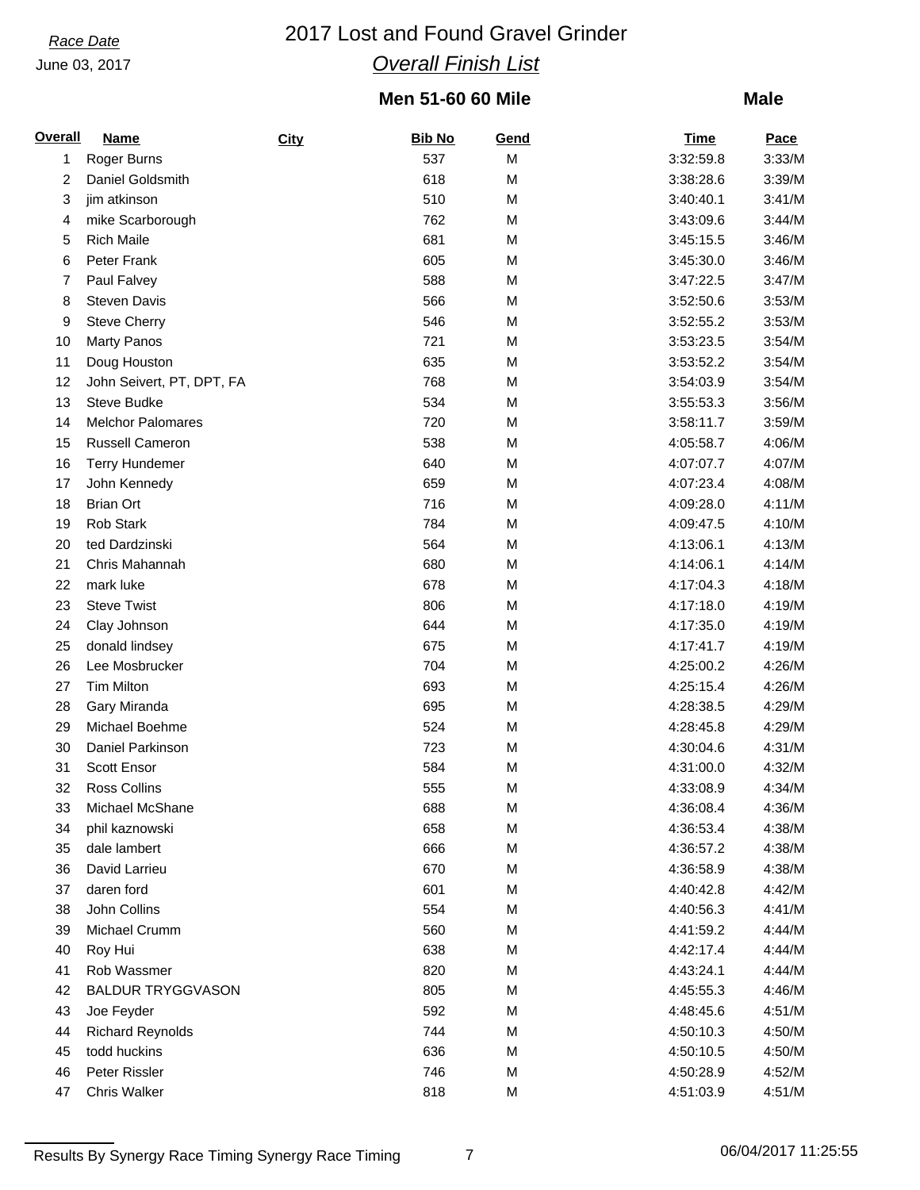*Race Date*

June 03, 2017

# 2017 Lost and Found Gravel Grinder

## *Overall Finish List*

### Men 51-60 60 Mile

**Male**

| Overall | Name | City | Bib No | Gend | Time | Pace |
|---|---|---|---|---|---|---|
| 1 | Roger Burns | | 537 | M | 3:32:59.8 | 3:33/M |
| 2 | Daniel Goldsmith | | 618 | M | 3:38:28.6 | 3:39/M |
| 3 | jim atkinson | | 510 | M | 3:40:40.1 | 3:41/M |
| 4 | mike Scarborough | | 762 | M | 3:43:09.6 | 3:44/M |
| 5 | Rich Maile | | 681 | M | 3:45:15.5 | 3:46/M |
| 6 | Peter Frank | | 605 | M | 3:45:30.0 | 3:46/M |
| 7 | Paul Falvey | | 588 | M | 3:47:22.5 | 3:47/M |
| 8 | Steven Davis | | 566 | M | 3:52:50.6 | 3:53/M |
| 9 | Steve Cherry | | 546 | M | 3:52:55.2 | 3:53/M |
| 10 | Marty Panos | | 721 | M | 3:53:23.5 | 3:54/M |
| 11 | Doug Houston | | 635 | M | 3:53:52.2 | 3:54/M |
| 12 | John Seivert, PT, DPT, FA | | 768 | M | 3:54:03.9 | 3:54/M |
| 13 | Steve Budke | | 534 | M | 3:55:53.3 | 3:56/M |
| 14 | Melchor Palomares | | 720 | M | 3:58:11.7 | 3:59/M |
| 15 | Russell Cameron | | 538 | M | 4:05:58.7 | 4:06/M |
| 16 | Terry Hundemer | | 640 | M | 4:07:07.7 | 4:07/M |
| 17 | John Kennedy | | 659 | M | 4:07:23.4 | 4:08/M |
| 18 | Brian Ort | | 716 | M | 4:09:28.0 | 4:11/M |
| 19 | Rob Stark | | 784 | M | 4:09:47.5 | 4:10/M |
| 20 | ted Dardzinski | | 564 | M | 4:13:06.1 | 4:13/M |
| 21 | Chris Mahannah | | 680 | M | 4:14:06.1 | 4:14/M |
| 22 | mark luke | | 678 | M | 4:17:04.3 | 4:18/M |
| 23 | Steve Twist | | 806 | M | 4:17:18.0 | 4:19/M |
| 24 | Clay Johnson | | 644 | M | 4:17:35.0 | 4:19/M |
| 25 | donald lindsey | | 675 | M | 4:17:41.7 | 4:19/M |
| 26 | Lee Mosbrucker | | 704 | M | 4:25:00.2 | 4:26/M |
| 27 | Tim Milton | | 693 | M | 4:25:15.4 | 4:26/M |
| 28 | Gary Miranda | | 695 | M | 4:28:38.5 | 4:29/M |
| 29 | Michael Boehme | | 524 | M | 4:28:45.8 | 4:29/M |
| 30 | Daniel Parkinson | | 723 | M | 4:30:04.6 | 4:31/M |
| 31 | Scott Ensor | | 584 | M | 4:31:00.0 | 4:32/M |
| 32 | Ross Collins | | 555 | M | 4:33:08.9 | 4:34/M |
| 33 | Michael McShane | | 688 | M | 4:36:08.4 | 4:36/M |
| 34 | phil kaznowski | | 658 | M | 4:36:53.4 | 4:38/M |
| 35 | dale lambert | | 666 | M | 4:36:57.2 | 4:38/M |
| 36 | David Larrieu | | 670 | M | 4:36:58.9 | 4:38/M |
| 37 | daren ford | | 601 | M | 4:40:42.8 | 4:42/M |
| 38 | John Collins | | 554 | M | 4:40:56.3 | 4:41/M |
| 39 | Michael Crumm | | 560 | M | 4:41:59.2 | 4:44/M |
| 40 | Roy Hui | | 638 | M | 4:42:17.4 | 4:44/M |
| 41 | Rob Wassmer | | 820 | M | 4:43:24.1 | 4:44/M |
| 42 | BALDUR TRYGGVASON | | 805 | M | 4:45:55.3 | 4:46/M |
| 43 | Joe Feyder | | 592 | M | 4:48:45.6 | 4:51/M |
| 44 | Richard Reynolds | | 744 | M | 4:50:10.3 | 4:50/M |
| 45 | todd huckins | | 636 | M | 4:50:10.5 | 4:50/M |
| 46 | Peter Rissler | | 746 | M | 4:50:28.9 | 4:52/M |
| 47 | Chris Walker | | 818 | M | 4:51:03.9 | 4:51/M |

Results By Synergy Race Timing Synergy Race Timing

06/04/2017 11:25:55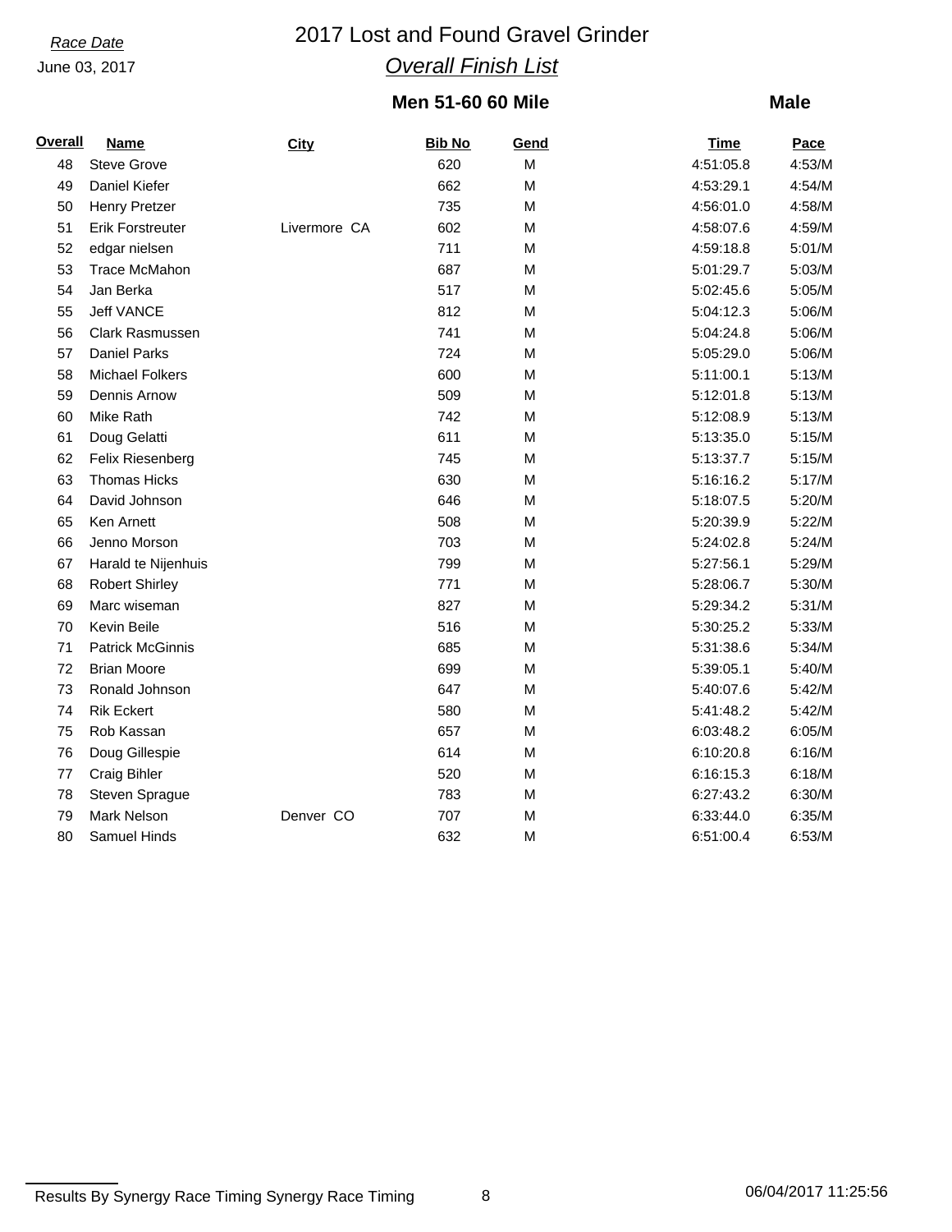*Race Date*

June 03, 2017

# 2017 Lost and Found Gravel Grinder

## *Overall Finish List*

### Men 51-60 60 Mile

**Male**

| Overall | Name | City | Bib No | Gend | Time | Pace |
|---|---|---|---|---|---|---|
| 48 | Steve Grove | | 620 | M | 4:51:05.8 | 4:53/M |
| 49 | Daniel Kiefer | | 662 | M | 4:53:29.1 | 4:54/M |
| 50 | Henry Pretzer | | 735 | M | 4:56:01.0 | 4:58/M |
| 51 | Erik Forstreuter | Livermore CA | 602 | M | 4:58:07.6 | 4:59/M |
| 52 | edgar nielsen | | 711 | M | 4:59:18.8 | 5:01/M |
| 53 | Trace McMahon | | 687 | M | 5:01:29.7 | 5:03/M |
| 54 | Jan Berka | | 517 | M | 5:02:45.6 | 5:05/M |
| 55 | Jeff VANCE | | 812 | M | 5:04:12.3 | 5:06/M |
| 56 | Clark Rasmussen | | 741 | M | 5:04:24.8 | 5:06/M |
| 57 | Daniel Parks | | 724 | M | 5:05:29.0 | 5:06/M |
| 58 | Michael Folkers | | 600 | M | 5:11:00.1 | 5:13/M |
| 59 | Dennis Arnow | | 509 | M | 5:12:01.8 | 5:13/M |
| 60 | Mike Rath | | 742 | M | 5:12:08.9 | 5:13/M |
| 61 | Doug Gelatti | | 611 | M | 5:13:35.0 | 5:15/M |
| 62 | Felix Riesenberg | | 745 | M | 5:13:37.7 | 5:15/M |
| 63 | Thomas Hicks | | 630 | M | 5:16:16.2 | 5:17/M |
| 64 | David Johnson | | 646 | M | 5:18:07.5 | 5:20/M |
| 65 | Ken Arnett | | 508 | M | 5:20:39.9 | 5:22/M |
| 66 | Jenno Morson | | 703 | M | 5:24:02.8 | 5:24/M |
| 67 | Harald te Nijenhuis | | 799 | M | 5:27:56.1 | 5:29/M |
| 68 | Robert Shirley | | 771 | M | 5:28:06.7 | 5:30/M |
| 69 | Marc wiseman | | 827 | M | 5:29:34.2 | 5:31/M |
| 70 | Kevin Beile | | 516 | M | 5:30:25.2 | 5:33/M |
| 71 | Patrick McGinnis | | 685 | M | 5:31:38.6 | 5:34/M |
| 72 | Brian Moore | | 699 | M | 5:39:05.1 | 5:40/M |
| 73 | Ronald Johnson | | 647 | M | 5:40:07.6 | 5:42/M |
| 74 | Rik Eckert | | 580 | M | 5:41:48.2 | 5:42/M |
| 75 | Rob Kassan | | 657 | M | 6:03:48.2 | 6:05/M |
| 76 | Doug Gillespie | | 614 | M | 6:10:20.8 | 6:16/M |
| 77 | Craig Bihler | | 520 | M | 6:16:15.3 | 6:18/M |
| 78 | Steven Sprague | | 783 | M | 6:27:43.2 | 6:30/M |
| 79 | Mark Nelson | Denver CO | 707 | M | 6:33:44.0 | 6:35/M |
| 80 | Samuel Hinds | | 632 | M | 6:51:00.4 | 6:53/M |

Results By Synergy Race Timing Synergy Race Timing 06/04/2017 11:25:56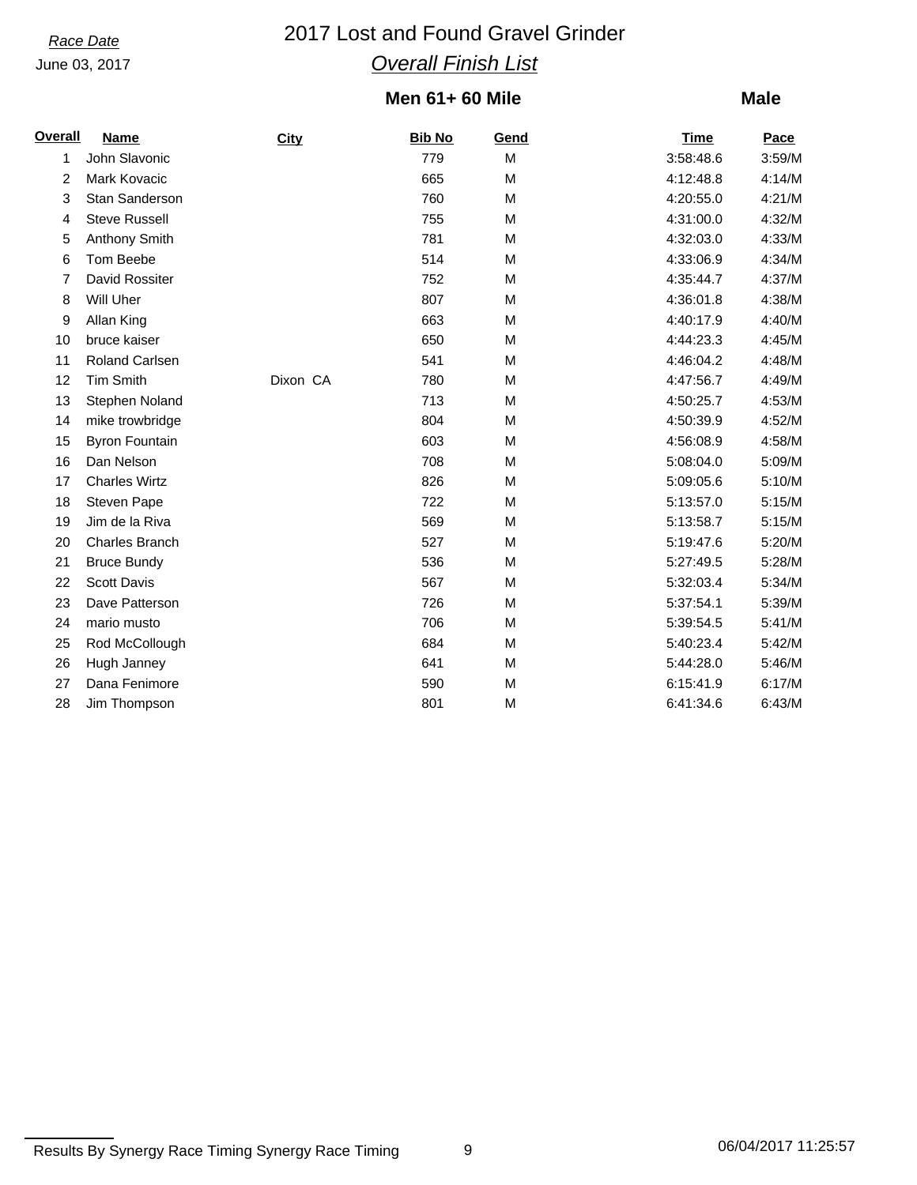*Race Date*

June 03, 2017

# 2017 Lost and Found Gravel Grinder

## *Overall Finish List*

### Men 61+ 60 Mile

**Male**

| Overall | Name | City | Bib No | Gend | Time | Pace |
|---|---|---|---|---|---|---|
| 1 | John Slavonic | | 779 | M | 3:58:48.6 | 3:59/M |
| 2 | Mark Kovacic | | 665 | M | 4:12:48.8 | 4:14/M |
| 3 | Stan Sanderson | | 760 | M | 4:20:55.0 | 4:21/M |
| 4 | Steve Russell | | 755 | M | 4:31:00.0 | 4:32/M |
| 5 | Anthony Smith | | 781 | M | 4:32:03.0 | 4:33/M |
| 6 | Tom Beebe | | 514 | M | 4:33:06.9 | 4:34/M |
| 7 | David Rossiter | | 752 | M | 4:35:44.7 | 4:37/M |
| 8 | Will Uher | | 807 | M | 4:36:01.8 | 4:38/M |
| 9 | Allan King | | 663 | M | 4:40:17.9 | 4:40/M |
| 10 | bruce kaiser | | 650 | M | 4:44:23.3 | 4:45/M |
| 11 | Roland Carlsen | | 541 | M | 4:46:04.2 | 4:48/M |
| 12 | Tim Smith | Dixon CA | 780 | M | 4:47:56.7 | 4:49/M |
| 13 | Stephen Noland | | 713 | M | 4:50:25.7 | 4:53/M |
| 14 | mike trowbridge | | 804 | M | 4:50:39.9 | 4:52/M |
| 15 | Byron Fountain | | 603 | M | 4:56:08.9 | 4:58/M |
| 16 | Dan Nelson | | 708 | M | 5:08:04.0 | 5:09/M |
| 17 | Charles Wirtz | | 826 | M | 5:09:05.6 | 5:10/M |
| 18 | Steven Pape | | 722 | M | 5:13:57.0 | 5:15/M |
| 19 | Jim de la Riva | | 569 | M | 5:13:58.7 | 5:15/M |
| 20 | Charles Branch | | 527 | M | 5:19:47.6 | 5:20/M |
| 21 | Bruce Bundy | | 536 | M | 5:27:49.5 | 5:28/M |
| 22 | Scott Davis | | 567 | M | 5:32:03.4 | 5:34/M |
| 23 | Dave Patterson | | 726 | M | 5:37:54.1 | 5:39/M |
| 24 | mario musto | | 706 | M | 5:39:54.5 | 5:41/M |
| 25 | Rod McCollough | | 684 | M | 5:40:23.4 | 5:42/M |
| 26 | Hugh Janney | | 641 | M | 5:44:28.0 | 5:46/M |
| 27 | Dana Fenimore | | 590 | M | 6:15:41.9 | 6:17/M |
| 28 | Jim Thompson | | 801 | M | 6:41:34.6 | 6:43/M |

Results By Synergy Race Timing Synergy Race Timing 06/04/2017 11:25:57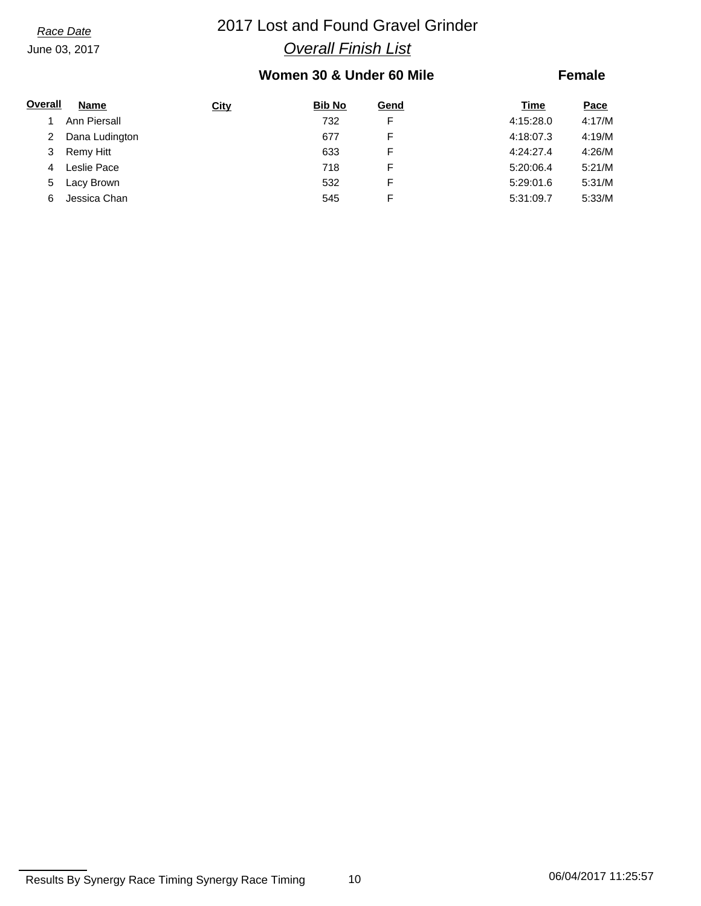*Race Date*
June 03, 2017

# 2017 Lost and Found Gravel Grinder

## *Overall Finish List*

### Women 30 & Under 60 Mile

**Female**

| Overall | Name | City | Bib No | Gend | Time | Pace |
|---|---|---|---|---|---|---|
| 1 | Ann Piersall | | 732 | F | 4:15:28.0 | 4:17/M |
| 2 | Dana Ludington | | 677 | F | 4:18:07.3 | 4:19/M |
| 3 | Remy Hitt | | 633 | F | 4:24:27.4 | 4:26/M |
| 4 | Leslie Pace | | 718 | F | 5:20:06.4 | 5:21/M |
| 5 | Lacy Brown | | 532 | F | 5:29:01.6 | 5:31/M |
| 6 | Jessica Chan | | 545 | F | 5:31:09.7 | 5:33/M |

Results By Synergy Race Timing Synergy Race Timing

06/04/2017 11:25:57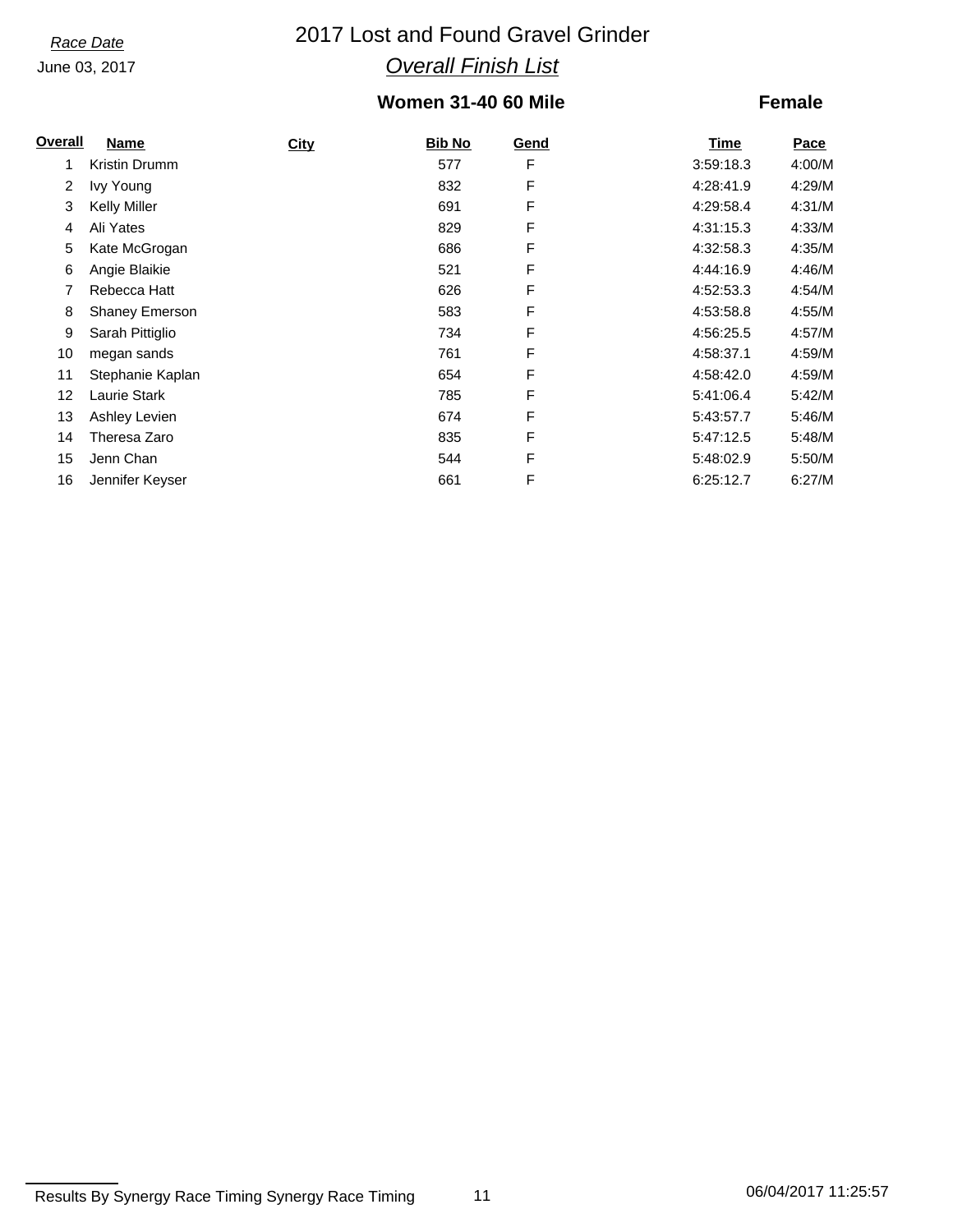*Race Date*

June 03, 2017

# 2017 Lost and Found Gravel Grinder

## *Overall Finish List*

### Women 31-40 60 Mile

**Female**

| Overall | Name | City | Bib No | Gend | Time | Pace |
|---|---|---|---|---|---|---|
| 1 | Kristin Drumm | | 577 | F | 3:59:18.3 | 4:00/M |
| 2 | Ivy Young | | 832 | F | 4:28:41.9 | 4:29/M |
| 3 | Kelly Miller | | 691 | F | 4:29:58.4 | 4:31/M |
| 4 | Ali Yates | | 829 | F | 4:31:15.3 | 4:33/M |
| 5 | Kate McGrogan | | 686 | F | 4:32:58.3 | 4:35/M |
| 6 | Angie Blaikie | | 521 | F | 4:44:16.9 | 4:46/M |
| 7 | Rebecca Hatt | | 626 | F | 4:52:53.3 | 4:54/M |
| 8 | Shaney Emerson | | 583 | F | 4:53:58.8 | 4:55/M |
| 9 | Sarah Pittiglio | | 734 | F | 4:56:25.5 | 4:57/M |
| 10 | megan sands | | 761 | F | 4:58:37.1 | 4:59/M |
| 11 | Stephanie Kaplan | | 654 | F | 4:58:42.0 | 4:59/M |
| 12 | Laurie Stark | | 785 | F | 5:41:06.4 | 5:42/M |
| 13 | Ashley Levien | | 674 | F | 5:43:57.7 | 5:46/M |
| 14 | Theresa Zaro | | 835 | F | 5:47:12.5 | 5:48/M |
| 15 | Jenn Chan | | 544 | F | 5:48:02.9 | 5:50/M |
| 16 | Jennifer Keyser | | 661 | F | 6:25:12.7 | 6:27/M |

Results By Synergy Race Timing Synergy Race Timing

06/04/2017 11:25:57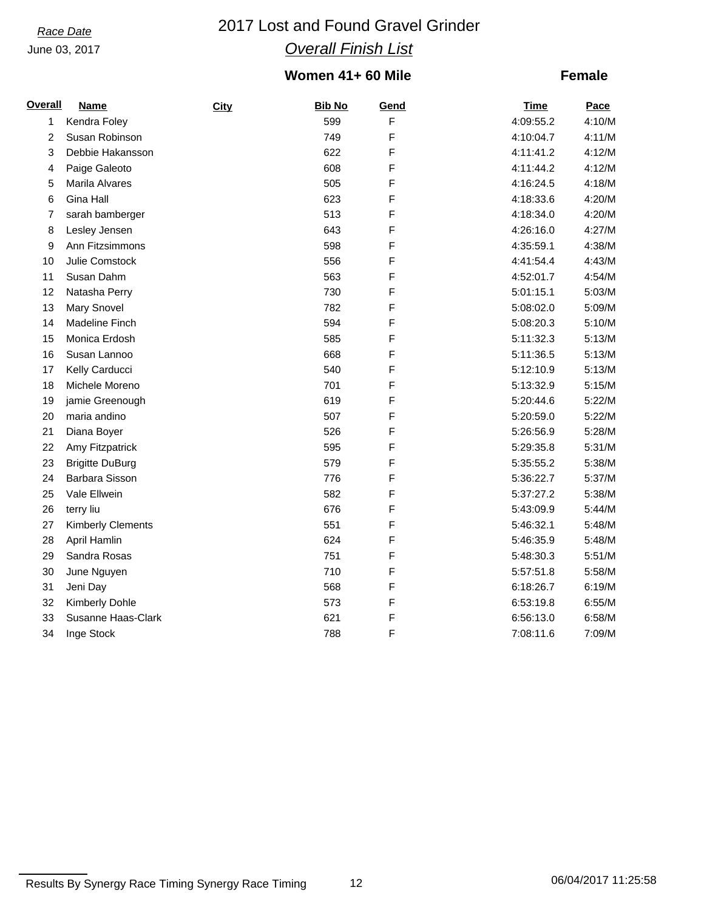*Race Date*
June 03, 2017

# 2017 Lost and Found Gravel Grinder

## *Overall Finish List*

### Women 41+ 60 Mile

**Female**

| Overall | Name | City | Bib No | Gend | Time | Pace |
|---|---|---|---|---|---|---|
| 1 | Kendra Foley | | 599 | F | 4:09:55.2 | 4:10/M |
| 2 | Susan Robinson | | 749 | F | 4:10:04.7 | 4:11/M |
| 3 | Debbie Hakansson | | 622 | F | 4:11:41.2 | 4:12/M |
| 4 | Paige Galeoto | | 608 | F | 4:11:44.2 | 4:12/M |
| 5 | Marila Alvares | | 505 | F | 4:16:24.5 | 4:18/M |
| 6 | Gina Hall | | 623 | F | 4:18:33.6 | 4:20/M |
| 7 | sarah bamberger | | 513 | F | 4:18:34.0 | 4:20/M |
| 8 | Lesley Jensen | | 643 | F | 4:26:16.0 | 4:27/M |
| 9 | Ann Fitzsimmons | | 598 | F | 4:35:59.1 | 4:38/M |
| 10 | Julie Comstock | | 556 | F | 4:41:54.4 | 4:43/M |
| 11 | Susan Dahm | | 563 | F | 4:52:01.7 | 4:54/M |
| 12 | Natasha Perry | | 730 | F | 5:01:15.1 | 5:03/M |
| 13 | Mary Snovel | | 782 | F | 5:08:02.0 | 5:09/M |
| 14 | Madeline Finch | | 594 | F | 5:08:20.3 | 5:10/M |
| 15 | Monica Erdosh | | 585 | F | 5:11:32.3 | 5:13/M |
| 16 | Susan Lannoo | | 668 | F | 5:11:36.5 | 5:13/M |
| 17 | Kelly Carducci | | 540 | F | 5:12:10.9 | 5:13/M |
| 18 | Michele Moreno | | 701 | F | 5:13:32.9 | 5:15/M |
| 19 | jamie Greenough | | 619 | F | 5:20:44.6 | 5:22/M |
| 20 | maria andino | | 507 | F | 5:20:59.0 | 5:22/M |
| 21 | Diana Boyer | | 526 | F | 5:26:56.9 | 5:28/M |
| 22 | Amy Fitzpatrick | | 595 | F | 5:29:35.8 | 5:31/M |
| 23 | Brigitte DuBurg | | 579 | F | 5:35:55.2 | 5:38/M |
| 24 | Barbara Sisson | | 776 | F | 5:36:22.7 | 5:37/M |
| 25 | Vale Ellwein | | 582 | F | 5:37:27.2 | 5:38/M |
| 26 | terry liu | | 676 | F | 5:43:09.9 | 5:44/M |
| 27 | Kimberly Clements | | 551 | F | 5:46:32.1 | 5:48/M |
| 28 | April Hamlin | | 624 | F | 5:46:35.9 | 5:48/M |
| 29 | Sandra Rosas | | 751 | F | 5:48:30.3 | 5:51/M |
| 30 | June Nguyen | | 710 | F | 5:57:51.8 | 5:58/M |
| 31 | Jeni Day | | 568 | F | 6:18:26.7 | 6:19/M |
| 32 | Kimberly Dohle | | 573 | F | 6:53:19.8 | 6:55/M |
| 33 | Susanne Haas-Clark | | 621 | F | 6:56:13.0 | 6:58/M |
| 34 | Inge Stock | | 788 | F | 7:08:11.6 | 7:09/M |

Results By Synergy Race Timing Synergy Race Timing

06/04/2017 11:25:58